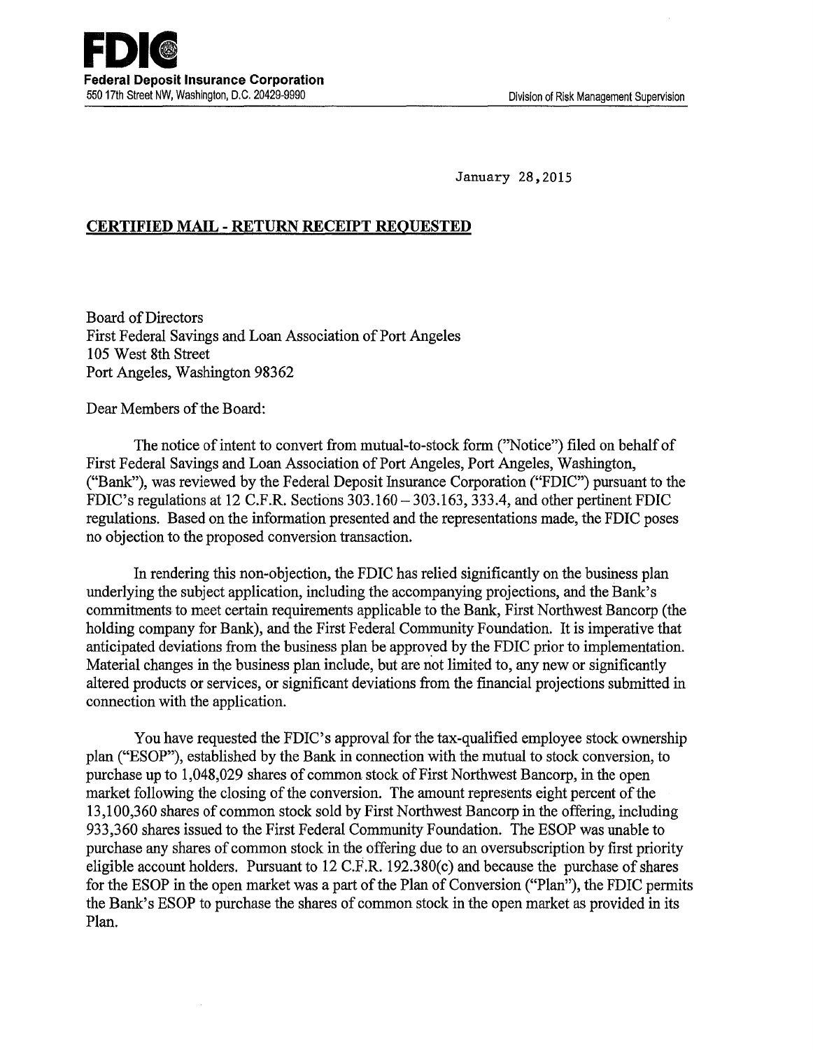**FDIC**
**Federal Deposit Insurance Corporation**
550 17th Street NW, Washington, D.C. 20429-9990

Division of Risk Management Supervision

January 28,2015

**CERTIFIED MAIL - RETURN RECEIPT REQUESTED**

Board of Directors
First Federal Savings and Loan Association of Port Angeles
105 West 8th Street
Port Angeles, Washington 98362

Dear Members of the Board:

The notice of intent to convert from mutual-to-stock form ("Notice") filed on behalf of First Federal Savings and Loan Association of Port Angeles, Port Angeles, Washington, ("Bank"), was reviewed by the Federal Deposit Insurance Corporation ("FDIC") pursuant to the FDIC's regulations at 12 C.F.R. Sections 303.160 – 303.163, 333.4, and other pertinent FDIC regulations. Based on the information presented and the representations made, the FDIC poses no objection to the proposed conversion transaction.

In rendering this non-objection, the FDIC has relied significantly on the business plan underlying the subject application, including the accompanying projections, and the Bank's commitments to meet certain requirements applicable to the Bank, First Northwest Bancorp (the holding company for Bank), and the First Federal Community Foundation. It is imperative that anticipated deviations from the business plan be approved by the FDIC prior to implementation. Material changes in the business plan include, but are not limited to, any new or significantly altered products or services, or significant deviations from the financial projections submitted in connection with the application.

You have requested the FDIC's approval for the tax-qualified employee stock ownership plan ("ESOP"), established by the Bank in connection with the mutual to stock conversion, to purchase up to 1,048,029 shares of common stock of First Northwest Bancorp, in the open market following the closing of the conversion. The amount represents eight percent of the 13,100,360 shares of common stock sold by First Northwest Bancorp in the offering, including 933,360 shares issued to the First Federal Community Foundation. The ESOP was unable to purchase any shares of common stock in the offering due to an oversubscription by first priority eligible account holders. Pursuant to 12 C.F.R. 192.380(c) and because the purchase of shares for the ESOP in the open market was a part of the Plan of Conversion ("Plan"), the FDIC permits the Bank's ESOP to purchase the shares of common stock in the open market as provided in its Plan.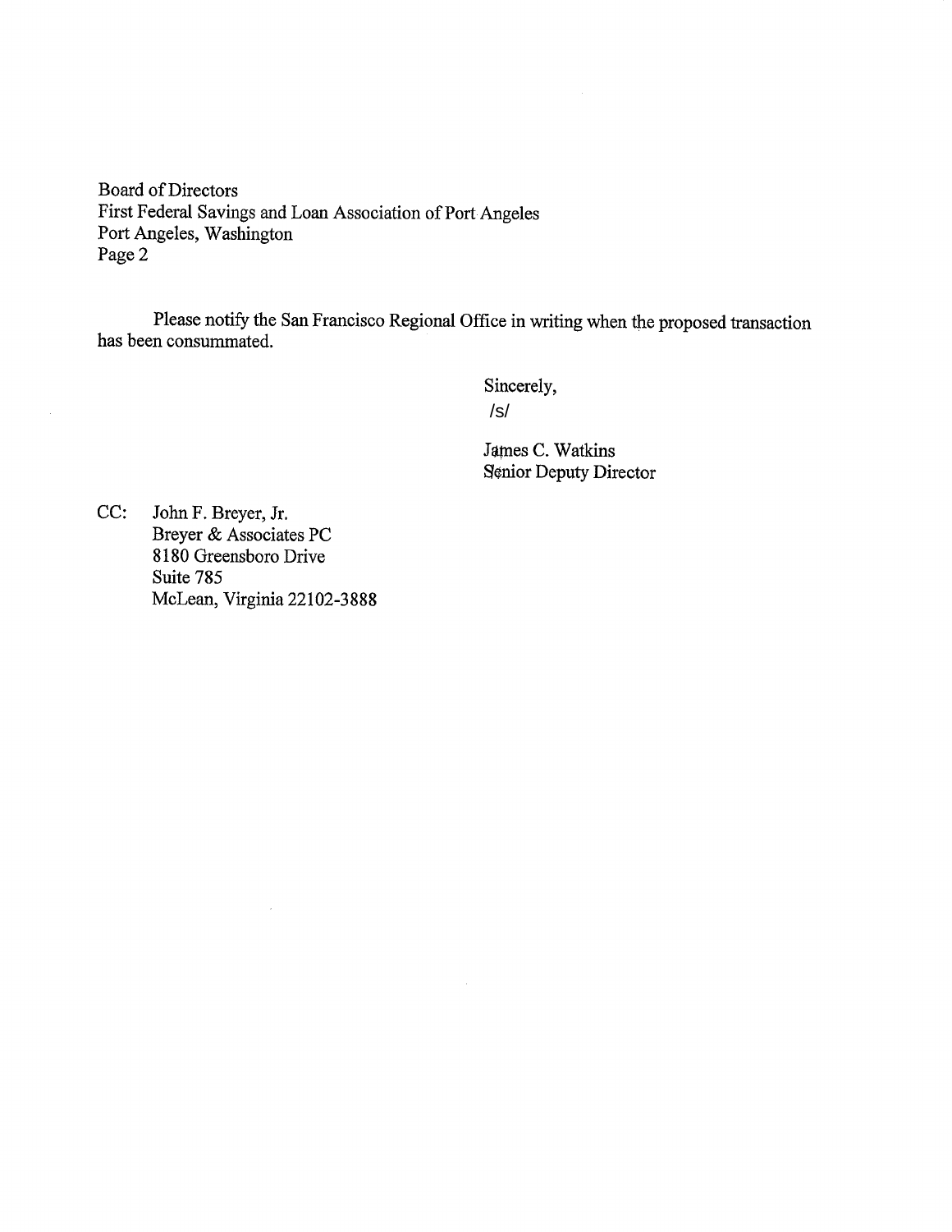Board of Directors
First Federal Savings and Loan Association of Port Angeles
Port Angeles, Washington
Page 2

Please notify the San Francisco Regional Office in writing when the proposed transaction has been consummated.

Sincerely,
/s/

James C. Watkins
Senior Deputy Director

CC: John F. Breyer, Jr.
Breyer & Associates PC
8180 Greensboro Drive
Suite 785
McLean, Virginia 22102-3888